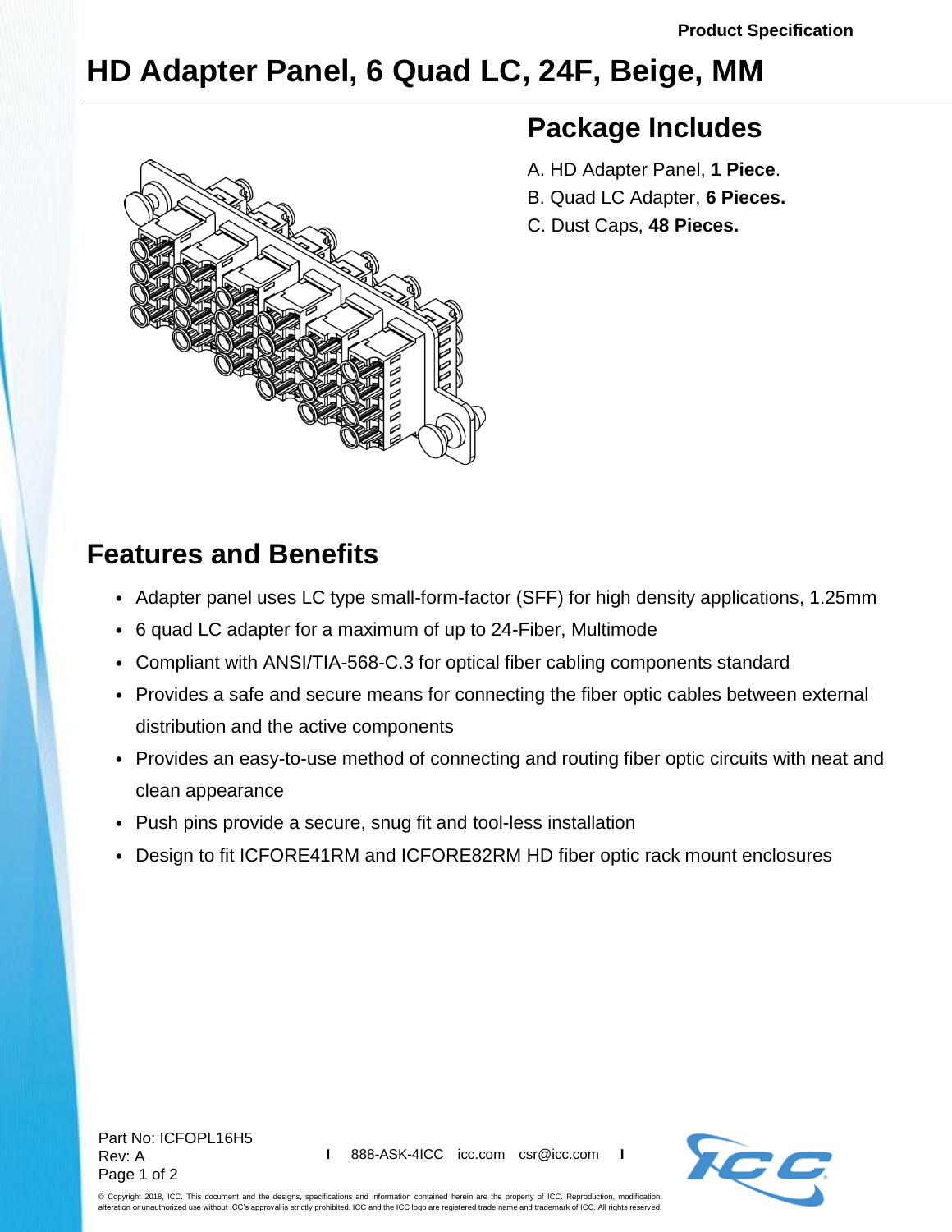# HD Adapter Panel, 6 Quad LC, 24F, Beige, MM

## Package Includes

A. HD Adapter Panel, **1 Piece**.
B. Quad LC Adapter, **6 Pieces.**
C. Dust Caps, **48 Pieces.**

## Features and Benefits

- Adapter panel uses LC type small-form-factor (SFF) for high density applications, 1.25mm
- 6 quad LC adapter for a maximum of up to 24-Fiber, Multimode
- Compliant with ANSI/TIA-568-C.3 for optical fiber cabling components standard
- Provides a safe and secure means for connecting the fiber optic cables between external distribution and the active components
- Provides an easy-to-use method of connecting and routing fiber optic circuits with neat and clean appearance
- Push pins provide a secure, snug fit and tool-less installation
- Design to fit ICFORE41RM and ICFORE82RM HD fiber optic rack mount enclosures

Part No: ICFOPL16H5
Rev: A

888-ASK-4ICC icc.com csr@icc.com

© Copyright 2018, ICC. This document and the designs, specifications and information contained herein are the property of ICC. Reproduction, modification, alteration or unauthorized use without ICC's approval is strictly prohibited. ICC and the ICC logo are registered trade name and trademark of ICC. All rights reserved.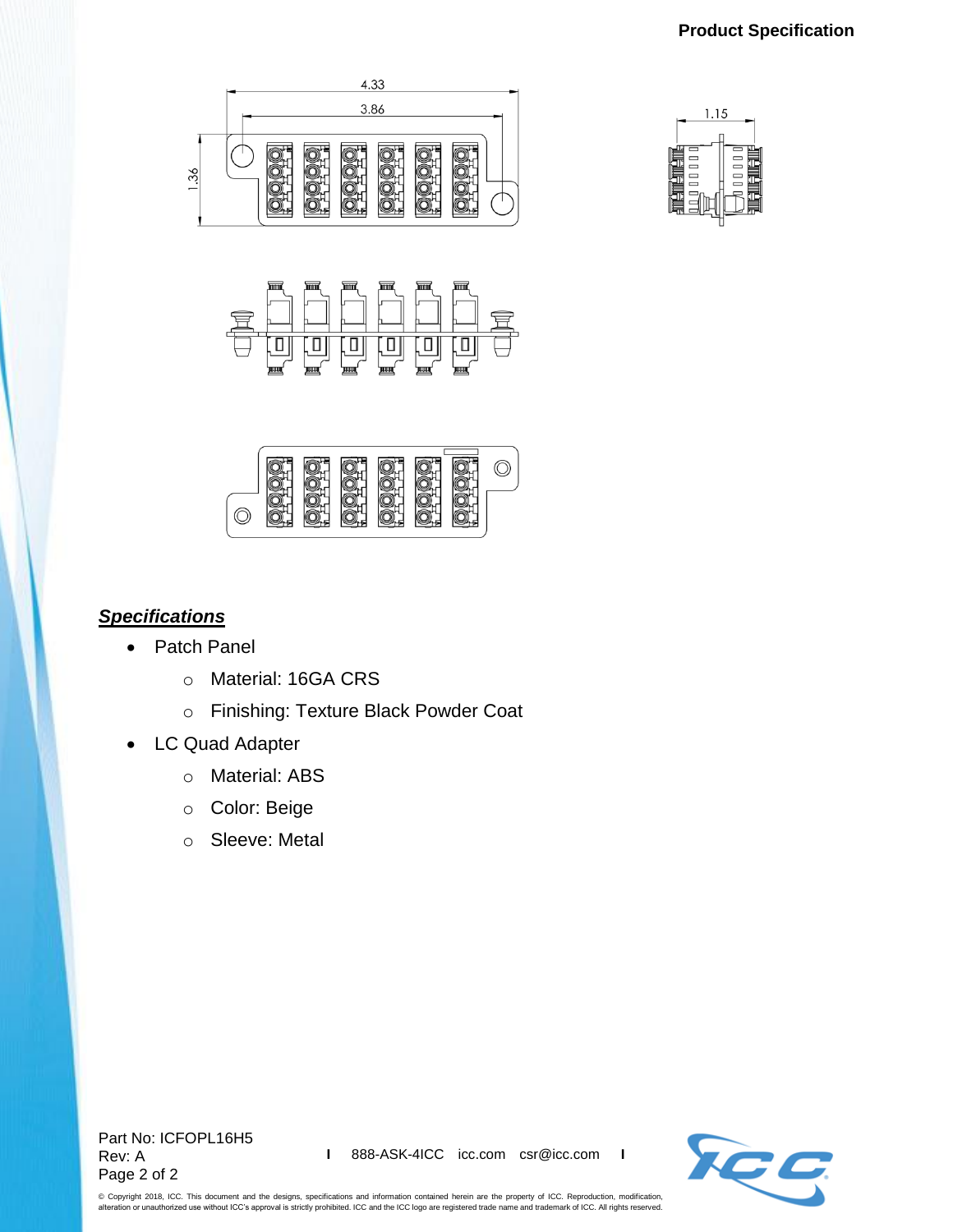4.33

3.86

1.36

1.15

## *Specifications*

- Patch Panel
  - Material: 16GA CRS
  - Finishing: Texture Black Powder Coat
- LC Quad Adapter
  - Material: ABS
  - Color: Beige
  - Sleeve: Metal

Part No: ICFOPL16H5
Rev: A

888-ASK-4ICC icc.com csr@icc.com

© Copyright 2018, ICC. This document and the designs, specifications and information contained herein are the property of ICC. Reproduction, modification, alteration or unauthorized use without ICC's approval is strictly prohibited. ICC and the ICC logo are registered trade name and trademark of ICC. All rights reserved.